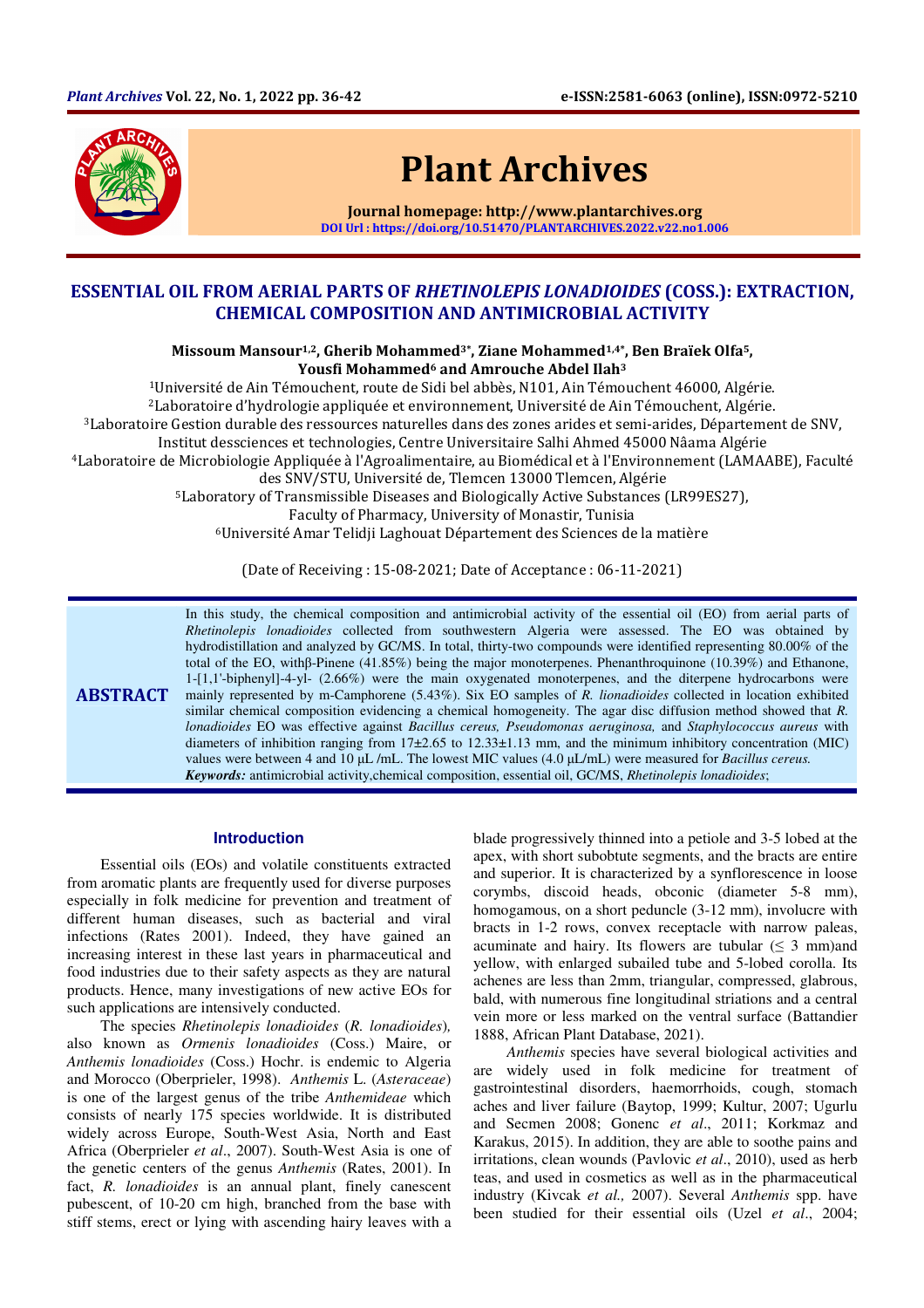# ESSENTIAL OIL FROM AERIAL PARTS OF *RHETINOLEPIS LONADIOIDES* (COSS.): EXTRACTION, CHEMICAL COMPOSITION AND ANTIMICROBIAL ACTIVITY

**Missoum Mansour[1,2], Gherib Mohammed[3*], Ziane Mohammed[1,4*], Ben Braïek Olfa[5], Yousfi Mohammed[6] and Amrouche Abdel Ilah[3]**

[1]Université de Ain Témouchent, route de Sidi bel abbès, N101, Ain Témouchent 46000, Algérie.
[2]Laboratoire d'hydrologie appliquée et environnement, Université de Ain Témouchent, Algérie.
[3]Laboratoire Gestion durable des ressources naturelles dans des zones arides et semi-arides, Département de SNV, Institut dessciences et technologies, Centre Universitaire Salhi Ahmed 45000 Nâama Algérie
[4]Laboratoire de Microbiologie Appliquée à l'Agroalimentaire, au Biomédical et à l'Environnement (LAMAABE), Faculté des SNV/STU, Université de, Tlemcen 13000 Tlemcen, Algérie
[5]Laboratory of Transmissible Diseases and Biologically Active Substances (LR99ES27), Faculty of Pharmacy, University of Monastir, Tunisia
[6]Université Amar Telidji Laghouat Département des Sciences de la matière

(Date of Receiving : 15-08-2021; Date of Acceptance : 06-11-2021)

## ABSTRACT

In this study, the chemical composition and antimicrobial activity of the essential oil (EO) from aerial parts of *Rhetinolepis lonadioides* collected from southwestern Algeria were assessed. The EO was obtained by hydrodistillation and analyzed by GC/MS. In total, thirty-two compounds were identified representing 80.00% of the total of the EO, withβ-Pinene (41.85%) being the major monoterpenes. Phenanthroquinone (10.39%) and Ethanone, 1-[1,1'-biphenyl]-4-yl- (2.66%) were the main oxygenated monoterpenes, and the diterpene hydrocarbons were mainly represented by m-Camphorene (5.43%). Six EO samples of *R. lionadioides* collected in location exhibited similar chemical composition evidencing a chemical homogeneity. The agar disc diffusion method showed that *R. lonadioides* EO was effective against *Bacillus cereus, Pseudomonas aeruginosa,* and *Staphylococcus aureus* with diameters of inhibition ranging from 17±2.65 to 12.33±1.13 mm, and the minimum inhibitory concentration (MIC) values were between 4 and 10 µL /mL. The lowest MIC values (4.0 µL/mL) were measured for *Bacillus cereus.*

***Keywords:*** antimicrobial activity,chemical composition, essential oil, GC/MS, *Rhetinolepis lonadioides*;

## Introduction

Essential oils (EOs) and volatile constituents extracted from aromatic plants are frequently used for diverse purposes especially in folk medicine for prevention and treatment of different human diseases, such as bacterial and viral infections (Rates 2001). Indeed, they have gained an increasing interest in these last years in pharmaceutical and food industries due to their safety aspects as they are natural products. Hence, many investigations of new active EOs for such applications are intensively conducted.

The species *Rhetinolepis lonadioides* (*R. lonadioides*), also known as *Ormenis lonadioides* (Coss.) Maire, or *Anthemis lonadioides* (Coss.) Hochr. is endemic to Algeria and Morocco (Oberprieler, 1998). *Anthemis* L. (*Asteraceae*) is one of the largest genus of the tribe *Anthemideae* which consists of nearly 175 species worldwide. It is distributed widely across Europe, South-West Asia, North and East Africa (Oberprieler *et al*., 2007). South-West Asia is one of the genetic centers of the genus *Anthemis* (Rates, 2001). In fact, *R. lonadioides* is an annual plant, finely canescent pubescent, of 10-20 cm high, branched from the base with stiff stems, erect or lying with ascending hairy leaves with a blade progressively thinned into a petiole and 3-5 lobed at the apex, with short subobtute segments, and the bracts are entire and superior. It is characterized by a synflorescence in loose corymbs, discoid heads, obconic (diameter 5-8 mm), homogamous, on a short peduncle (3-12 mm), involucre with bracts in 1-2 rows, convex receptacle with narrow paleas, acuminate and hairy. Its flowers are tubular (≤ 3 mm)and yellow, with enlarged subailed tube and 5-lobed corolla. Its achenes are less than 2mm, triangular, compressed, glabrous, bald, with numerous fine longitudinal striations and a central vein more or less marked on the ventral surface (Battandier 1888, African Plant Database, 2021).

*Anthemis* species have several biological activities and are widely used in folk medicine for treatment of gastrointestinal disorders, haemorrhoids, cough, stomach aches and liver failure (Baytop, 1999; Kultur, 2007; Ugurlu and Secmen 2008; Gonenc *et al*., 2011; Korkmaz and Karakus, 2015). In addition, they are able to soothe pains and irritations, clean wounds (Pavlovic *et al*., 2010), used as herb teas, and used in cosmetics as well as in the pharmaceutical industry (Kivcak *et al.,* 2007). Several *Anthemis* spp. have been studied for their essential oils (Uzel *et al*., 2004;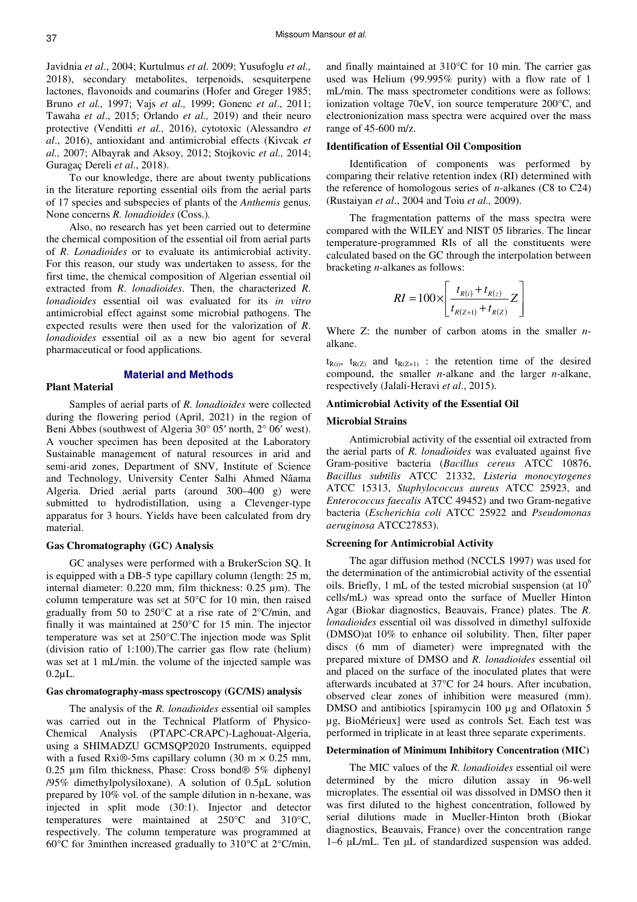Javidnia *et al*., 2004; Kurtulmus *et al*. 2009; Yusufoglu *et al.,* 2018), secondary metabolites, terpenoids, sesquiterpene lactones, flavonoids and coumarins (Hofer and Greger 1985; Bruno *et al.,* 1997; Vajs *et al.,* 1999; Gonenc *et al*., 2011; Tawaha *et al*., 2015; Orlando *et al.,* 2019) and their neuro protective (Venditti *et al.,* 2016), cytotoxic (Alessandro *et al*., 2016), antioxidant and antimicrobial effects (Kivcak *et al.,* 2007; Albayrak and Aksoy, 2012; Stojkovic *et al.,* 2014; Guragaç Dereli *et al*., 2018).

To our knowledge, there are about twenty publications in the literature reporting essential oils from the aerial parts of 17 species and subspecies of plants of the *Anthemis* genus. None concerns *R. lonadioides* (Coss.).

Also, no research has yet been carried out to determine the chemical composition of the essential oil from aerial parts of *R*. *Lonadioides* or to evaluate its antimicrobial activity. For this reason, our study was undertaken to assess, for the first time, the chemical composition of Algerian essential oil extracted from *R*. *lonadioides*. Then, the characterized *R*. *lonadioides* essential oil was evaluated for its *in vitro* antimicrobial effect against some microbial pathogens. The expected results were then used for the valorization of *R*. *lonadioides* essential oil as a new bio agent for several pharmaceutical or food applications.

## Material and Methods

### Plant Material

Samples of aerial parts of *R. lonadioides* were collected during the flowering period (April, 2021) in the region of Beni Abbes (southwest of Algeria 30° 05′ north, 2° 06′ west). A voucher specimen has been deposited at the Laboratory Sustainable management of natural resources in arid and semi-arid zones, Department of SNV, Institute of Science and Technology, University Center Salhi Ahmed Nâama Algeria. Dried aerial parts (around 300–400 g) were submitted to hydrodistillation, using a Clevenger-type apparatus for 3 hours. Yields have been calculated from dry material.

### Gas Chromatography (GC) Analysis

GC analyses were performed with a BrukerScion SQ. It is equipped with a DB-5 type capillary column (length: 25 m, internal diameter: 0.220 mm, film thickness: 0.25 µm). The column temperature was set at 50°C for 10 min, then raised gradually from 50 to 250°C at a rise rate of 2°C/min, and finally it was maintained at 250°C for 15 min. The injector temperature was set at 250°C.The injection mode was Split (division ratio of 1:100).The carrier gas flow rate (helium) was set at 1 mL/min. the volume of the injected sample was 0.2µL.

### Gas chromatography-mass spectroscopy (GC/MS) analysis

The analysis of the *R. lonadioides* essential oil samples was carried out in the Technical Platform of Physico-Chemical Analysis (PTAPC-CRAPC)-Laghouat-Algeria, using a SHIMADZU GCMSQP2020 Instruments, equipped with a fused Rxi®-5ms capillary column (30 m × 0.25 mm, 0.25 µm film thickness, Phase: Cross bond® 5% diphenyl /95% dimethylpolysiloxane). A solution of 0.5µL solution prepared by 10% vol. of the sample dilution in n-hexane, was injected in split mode (30:1). Injector and detector temperatures were maintained at 250°C and 310°C, respectively. The column temperature was programmed at 60°C for 3minthen increased gradually to 310°C at 2°C/min, and finally maintained at 310°C for 10 min. The carrier gas used was Helium (99.995% purity) with a flow rate of 1 mL/min. The mass spectrometer conditions were as follows: ionization voltage 70eV, ion source temperature 200°C, and electronionization mass spectra were acquired over the mass range of 45-600 m/z.

### Identification of Essential Oil Composition

Identification of components was performed by comparing their relative retention index (RI) determined with the reference of homologous series of *n*-alkanes (C8 to C24) (Rustaiyan *et al*., 2004 and Toiu *et al.,* 2009).

The fragmentation patterns of the mass spectra were compared with the WILEY and NIST 05 libraries. The linear temperature-programmed RIs of all the constituents were calculated based on the GC through the interpolation between bracketing *n*-alkanes as follows:

$$RI = 100 \times \left[ \frac{t_{R(i)} + t_{R(z)}}{t_{R(Z+1)} + t_{R(Z)}} Z \right]$$

Where Z: the number of carbon atoms in the smaller *n*-alkane.

$t_{R(i)}$, $t_{R(Z)}$ and $t_{R(Z+1)}$ : the retention time of the desired compound, the smaller *n*-alkane and the larger *n*-alkane, respectively (Jalali-Heravi *et al*., 2015).

### Antimicrobial Activity of the Essential Oil

### Microbial Strains

Antimicrobial activity of the essential oil extracted from the aerial parts of *R. lonadioides* was evaluated against five Gram-positive bacteria (*Bacillus cereus* ATCC 10876, *Bacillus subtilis* ATCC 21332, *Listeria monocytogenes* ATCC 15313, *Staphylococcus aureus* ATCC 25923, and *Enterococcus faecalis* ATCC 49452) and two Gram-negative bacteria (*Escherichia coli* ATCC 25922 and *Pseudomonas aeruginosa* ATCC27853).

### Screening for Antimicrobial Activity

The agar diffusion method (NCCLS 1997) was used for the determination of the antimicrobial activity of the essential oils. Briefly, 1 mL of the tested microbial suspension (at $10^6$ cells/mL) was spread onto the surface of Mueller Hinton Agar (Biokar diagnostics, Beauvais, France) plates. The *R. lonadioides* essential oil was dissolved in dimethyl sulfoxide (DMSO)at 10% to enhance oil solubility. Then, filter paper discs (6 mm of diameter) were impregnated with the prepared mixture of DMSO and *R. lonadioides* essential oil and placed on the surface of the inoculated plates that were afterwards incubated at 37°C for 24 hours. After incubation, observed clear zones of inhibition were measured (mm). DMSO and antibiotics [spiramycin 100 µg and Oflatoxin 5 µg, BioMérieux] were used as controls Set. Each test was performed in triplicate in at least three separate experiments.

### Determination of Minimum Inhibitory Concentration (MIC)

The MIC values of the *R. lonadioides* essential oil were determined by the micro dilution assay in 96-well microplates. The essential oil was dissolved in DMSO then it was first diluted to the highest concentration, followed by serial dilutions made in Mueller-Hinton broth (Biokar diagnostics, Beauvais, France) over the concentration range 1–6 µL/mL. Ten µL of standardized suspension was added.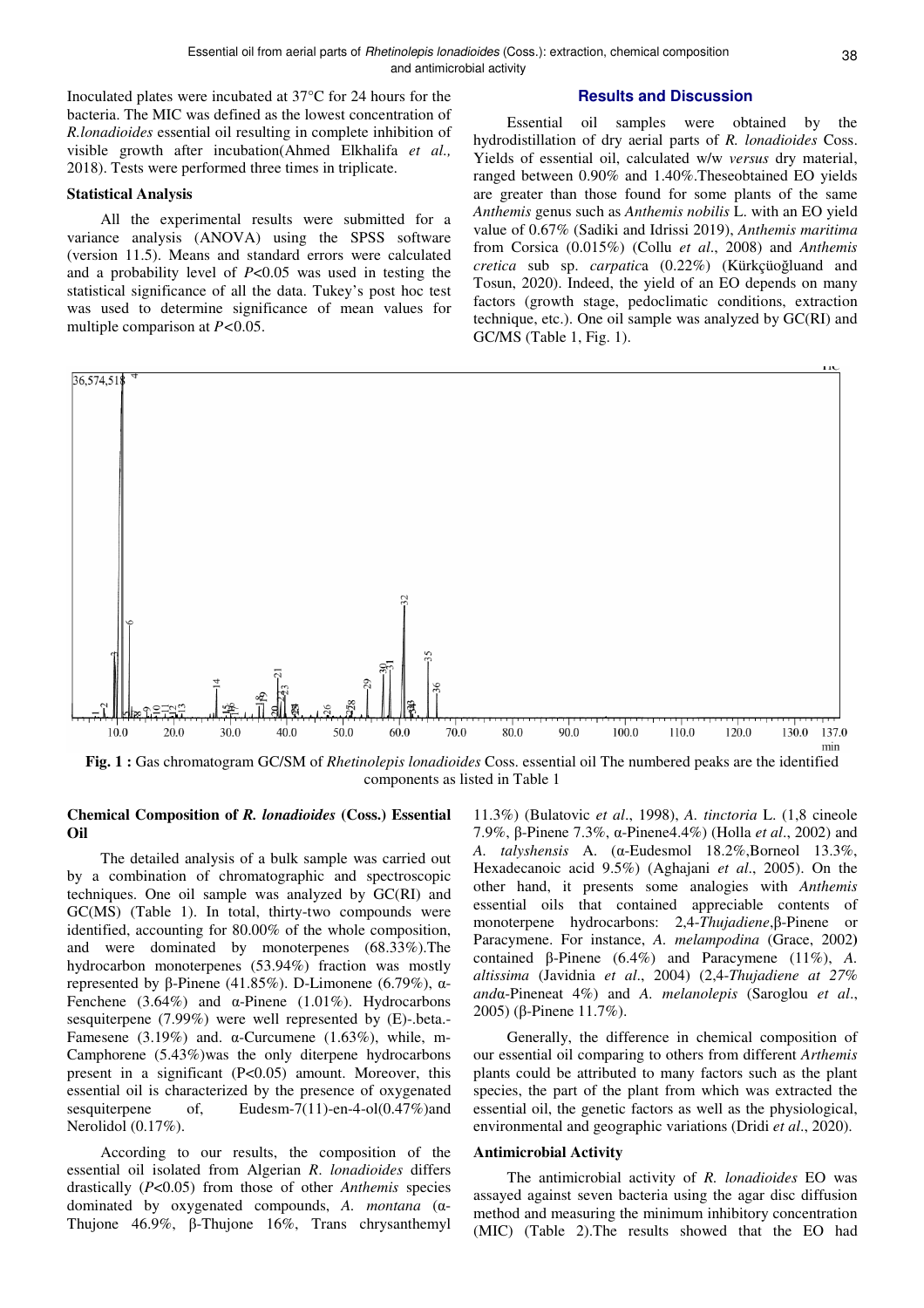Inoculated plates were incubated at 37°C for 24 hours for the bacteria. The MIC was defined as the lowest concentration of *R.lonadioides* essential oil resulting in complete inhibition of visible growth after incubation(Ahmed Elkhalifa *et al.,* 2018). Tests were performed three times in triplicate.

### Statistical Analysis

All the experimental results were submitted for a variance analysis (ANOVA) using the SPSS software (version 11.5). Means and standard errors were calculated and a probability level of $P<0.05$ was used in testing the statistical significance of all the data. Tukey's post hoc test was used to determine significance of mean values for multiple comparison at $P<0.05$.

## Results and Discussion

Essential oil samples were obtained by the hydrodistillation of dry aerial parts of *R. lonadioides* Coss. Yields of essential oil, calculated w/w *versus* dry material, ranged between 0.90% and 1.40%.Theseobtained EO yields are greater than those found for some plants of the same *Anthemis* genus such as *Anthemis nobilis* L. with an EO yield value of 0.67% (Sadiki and Idrissi 2019), *Anthemis maritima* from Corsica (0.015%) (Collu *et al*., 2008) and *Anthemis cretica* sub sp. *carpatic*a (0.22%) (Kürkçüoğluand and Tosun, 2020). Indeed, the yield of an EO depends on many factors (growth stage, pedoclimatic conditions, extraction technique, etc.). One oil sample was analyzed by GC(RI) and GC/MS (Table 1, Fig. 1).

**Fig. 1 :** Gas chromatogram GC/SM of *Rhetinolepis lonadioides* Coss. essential oil The numbered peaks are the identified components as listed in Table 1

### Chemical Composition of *R. lonadioides* (Coss.) Essential Oil

The detailed analysis of a bulk sample was carried out by a combination of chromatographic and spectroscopic techniques. One oil sample was analyzed by GC(RI) and GC(MS) (Table 1). In total, thirty-two compounds were identified, accounting for 80.00% of the whole composition, and were dominated by monoterpenes (68.33%).The hydrocarbon monoterpenes (53.94%) fraction was mostly represented by β-Pinene (41.85%). D-Limonene (6.79%), α-Fenchene (3.64%) and α-Pinene (1.01%). Hydrocarbons sesquiterpene (7.99%) were well represented by (E)-.beta.-Famesene (3.19%) and. α-Curcumene (1.63%), while, m-Camphorene (5.43%)was the only diterpene hydrocarbons present in a significant ($P<0.05$) amount. Moreover, this essential oil is characterized by the presence of oxygenated sesquiterpene of, Eudesm-7(11)-en-4-ol(0.47%)and Nerolidol (0.17%).

According to our results, the composition of the essential oil isolated from Algerian *R*. *lonadioides* differs drastically ($P<0.05$) from those of other *Anthemis* species dominated by oxygenated compounds, *A. montana* (α-Thujone 46.9%, β-Thujone 16%, Trans chrysanthemyl 11.3%) (Bulatovic *et al*., 1998), *A. tinctoria* L. (1,8 cineole 7.9%, β-Pinene 7.3%, α-Pinene4.4%) (Holla *et al*., 2002) and *A. talyshensis* A. (α-Eudesmol 18.2%,Borneol 13.3%, Hexadecanoic acid 9.5%) (Aghajani *et al*., 2005). On the other hand, it presents some analogies with *Anthemis* essential oils that contained appreciable contents of monoterpene hydrocarbons: 2,4-*Thujadiene*,β-Pinene or Paracymene. For instance, *A. melampodina* (Grace, 2002) contained β-Pinene (6.4%) and Paracymene (11%), *A. altissima* (Javidnia *et al*., 2004) (2,4-*Thujadiene at 27% and*α-Pineneat 4%) and *A. melanolepis* (Saroglou *et al*., 2005) (β-Pinene 11.7%).

Generally, the difference in chemical composition of our essential oil comparing to others from different *Arthemis* plants could be attributed to many factors such as the plant species, the part of the plant from which was extracted the essential oil, the genetic factors as well as the physiological, environmental and geographic variations (Dridi *et al*., 2020).

### Antimicrobial Activity

The antimicrobial activity of *R. lonadioides* EO was assayed against seven bacteria using the agar disc diffusion method and measuring the minimum inhibitory concentration (MIC) (Table 2).The results showed that the EO had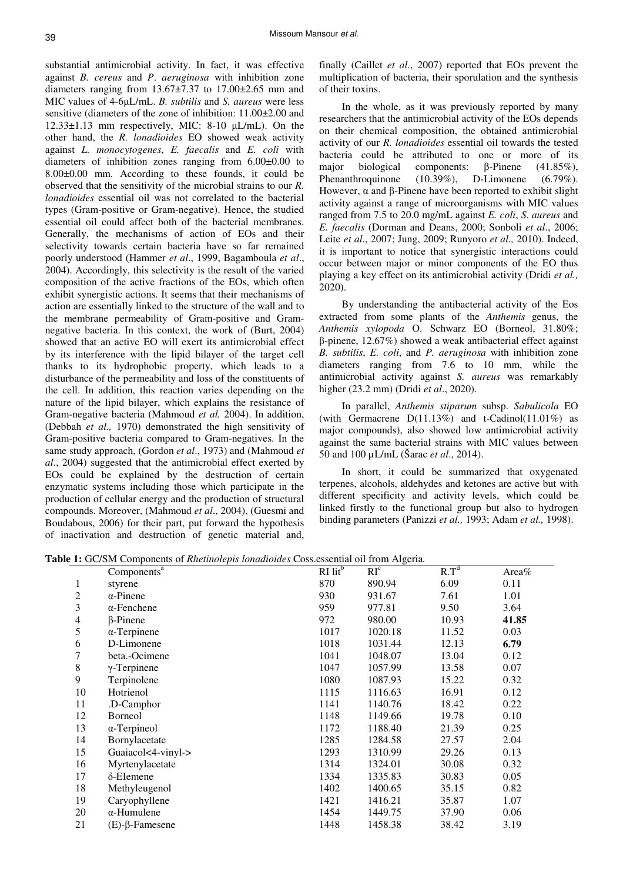substantial antimicrobial activity. In fact, it was effective against *B. cereus* and *P. aeruginosa* with inhibition zone diameters ranging from 13.67±7.37 to 17.00±2.65 mm and MIC values of 4-6µL/mL. *B. subtilis* and *S. aureus* were less sensitive (diameters of the zone of inhibition: 11.00±2.00 and 12.33±1.13 mm respectively, MIC: 8-10 µL/mL). On the other hand, the *R. lonadioides* EO showed weak activity against *L. monocytogenes*, *E. faecalis* and *E. coli* with diameters of inhibition zones ranging from 6.00±0.00 to 8.00±0.00 mm. According to these founds, it could be observed that the sensitivity of the microbial strains to our *R. lonadioides* essential oil was not correlated to the bacterial types (Gram-positive or Gram-negative). Hence, the studied essential oil could affect both of the bacterial membranes. Generally, the mechanisms of action of EOs and their selectivity towards certain bacteria have so far remained poorly understood (Hammer *et al*., 1999, Bagamboula *et al*., 2004). Accordingly, this selectivity is the result of the varied composition of the active fractions of the EOs, which often exhibit synergistic actions. It seems that their mechanisms of action are essentially linked to the structure of the wall and to the membrane permeability of Gram-positive and Gram-negative bacteria. In this context, the work of (Burt, 2004) showed that an active EO will exert its antimicrobial effect by its interference with the lipid bilayer of the target cell thanks to its hydrophobic property, which leads to a disturbance of the permeability and loss of the constituents of the cell. In addition, this reaction varies depending on the nature of the lipid bilayer, which explains the resistance of Gram-negative bacteria (Mahmoud *et al.* 2004). In addition, (Debbah *et al.,* 1970) demonstrated the high sensitivity of Gram-positive bacteria compared to Gram-negatives. In the same study approach, (Gordon *et al*., 1973) and (Mahmoud *et al*., 2004) suggested that the antimicrobial effect exerted by EOs could be explained by the destruction of certain enzymatic systems including those which participate in the production of cellular energy and the production of structural compounds. Moreover, (Mahmoud *et al*., 2004), (Guesmi and Boudabous, 2006) for their part, put forward the hypothesis of inactivation and destruction of genetic material and, finally (Caillet *et al*., 2007) reported that EOs prevent the multiplication of bacteria, their sporulation and the synthesis of their toxins.

In the whole, as it was previously reported by many researchers that the antimicrobial activity of the EOs depends on their chemical composition, the obtained antimicrobial activity of our *R. lonadioides* essential oil towards the tested bacteria could be attributed to one or more of its major biological components: β-Pinene (41.85%), Phenanthroquinone (10.39%), D-Limonene (6.79%). However, α and β-Pinene have been reported to exhibit slight activity against a range of microorganisms with MIC values ranged from 7.5 to 20.0 mg/mL against *E. coli*, *S. aureus* and *E. faecalis* (Dorman and Deans, 2000; Sonboli *et al*., 2006; Leite *et al*., 2007; Jung, 2009; Runyoro *et al.,* 2010). Indeed, it is important to notice that synergistic interactions could occur between major or minor components of the EO thus playing a key effect on its antimicrobial activity (Dridi *et al.,* 2020).

By understanding the antibacterial activity of the Eos extracted from some plants of the *Anthemis* genus, the *Anthemis xylopoda* O. Schwarz EO (Borneol, 31.80%; β-pinene, 12.67%) showed a weak antibacterial effect against *B. subtilis*, *E. coli*, and *P. aeruginosa* with inhibition zone diameters ranging from 7.6 to 10 mm, while the antimicrobial activity against *S. aureus* was remarkably higher (23.2 mm) (Dridi *et al*., 2020).

In parallel, *Anthemis stiparum* subsp. *Sabulicola* EO (with Germacrene D(11.13%) and t-Cadinol(11.01%) as major compounds), also showed low antimicrobial activity against the same bacterial strains with MIC values between 50 and 100 µL/mL (Šarac *et al*., 2014).

In short, it could be summarized that oxygenated terpenes, alcohols, aldehydes and ketones are active but with different specificity and activity levels, which could be linked firstly to the functional group but also to hydrogen binding parameters (Panizzi *et al.,* 1993; Adam *et al.,* 1998).

**Table 1:** GC/SM Components of *Rhetinolepis lonadioides* Coss.essential oil from Algeria.

| | Components[a] | RI lit[b] | RI[c] | R.T[d] | Area% |
|---|---|---|---|---|---|
| 1 | styrene | 870 | 890.94 | 6.09 | 0.11 |
| 2 | α-Pinene | 930 | 931.67 | 7.61 | 1.01 |
| 3 | α-Fenchene | 959 | 977.81 | 9.50 | 3.64 |
| 4 | β-Pinene | 972 | 980.00 | 10.93 | **41.85** |
| 5 | α-Terpinene | 1017 | 1020.18 | 11.52 | 0.03 |
| 6 | D-Limonene | 1018 | 1031.44 | 12.13 | **6.79** |
| 7 | beta.-Ocimene | 1041 | 1048.07 | 13.04 | 0.12 |
| 8 | γ-Terpinene | 1047 | 1057.99 | 13.58 | 0.07 |
| 9 | Terpinolene | 1080 | 1087.93 | 15.22 | 0.32 |
| 10 | Hotrienol | 1115 | 1116.63 | 16.91 | 0.12 |
| 11 | .D-Camphor | 1141 | 1140.76 | 18.42 | 0.22 |
| 12 | Borneol | 1148 | 1149.66 | 19.78 | 0.10 |
| 13 | α-Terpineol | 1172 | 1188.40 | 21.39 | 0.25 |
| 14 | Bornylacetate | 1285 | 1284.58 | 27.57 | 2.04 |
| 15 | Guaiacol<4-vinyl-> | 1293 | 1310.99 | 29.26 | 0.13 |
| 16 | Myrtenylacetate | 1314 | 1324.01 | 30.08 | 0.32 |
| 17 | δ-EIemene | 1334 | 1335.83 | 30.83 | 0.05 |
| 18 | Methyleugenol | 1402 | 1400.65 | 35.15 | 0.82 |
| 19 | Caryophyllene | 1421 | 1416.21 | 35.87 | 1.07 |
| 20 | α-Humulene | 1454 | 1449.75 | 37.90 | 0.06 |
| 21 | (E)-β-Famesene | 1448 | 1458.38 | 38.42 | 3.19 |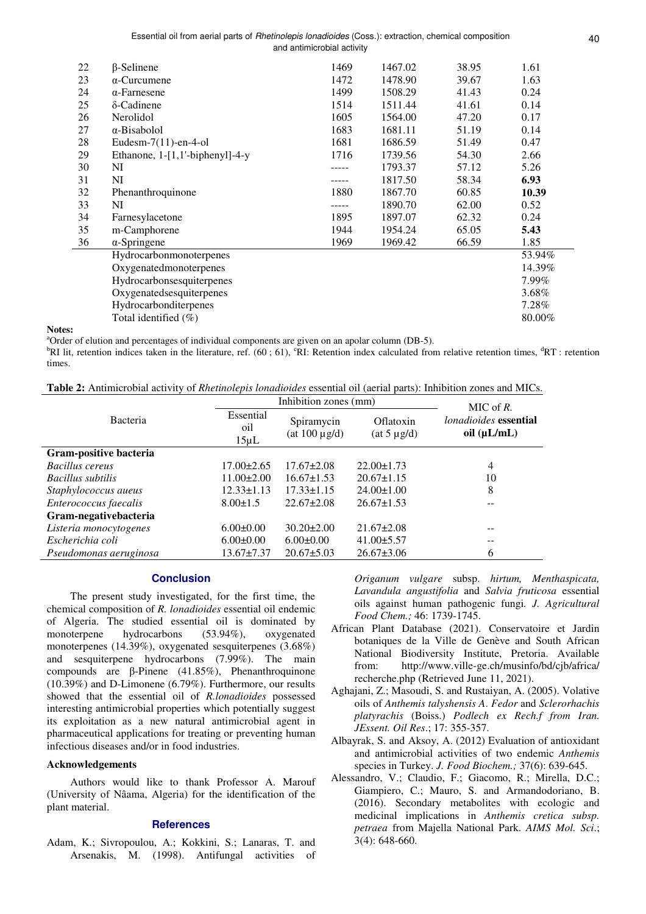| | | | | | |
|---|---|---|---|---|---|
| 22 | β-Selinene | 1469 | 1467.02 | 38.95 | 1.61 |
| 23 | α-Curcumene | 1472 | 1478.90 | 39.67 | 1.63 |
| 24 | α-Farnesene | 1499 | 1508.29 | 41.43 | 0.24 |
| 25 | δ-Cadinene | 1514 | 1511.44 | 41.61 | 0.14 |
| 26 | Nerolidol | 1605 | 1564.00 | 47.20 | 0.17 |
| 27 | α-Bisabolol | 1683 | 1681.11 | 51.19 | 0.14 |
| 28 | Eudesm-7(11)-en-4-ol | 1681 | 1686.59 | 51.49 | 0.47 |
| 29 | Ethanone, 1-[1,1'-biphenyl]-4-y | 1716 | 1739.56 | 54.30 | 2.66 |
| 30 | NI | ----- | 1793.37 | 57.12 | 5.26 |
| 31 | NI | ----- | 1817.50 | 58.34 | **6.93** |
| 32 | Phenanthroquinone | 1880 | 1867.70 | 60.85 | **10.39** |
| 33 | NI | ----- | 1890.70 | 62.00 | 0.52 |
| 34 | Farnesylacetone | 1895 | 1897.07 | 62.32 | 0.24 |
| 35 | m-Camphorene | 1944 | 1954.24 | 65.05 | **5.43** |
| 36 | α-Springene | 1969 | 1969.42 | 66.59 | 1.85 |
| | Hydrocarbonmonoterpenes | | | | 53.94% |
| | Oxygenatedmonoterpenes | | | | 14.39% |
| | Hydrocarbonsesquiterpenes | | | | 7.99% |
| | Oxygenatedsesquiterpenes | | | | 3.68% |
| | Hydrocarbonditerpenes | | | | 7.28% |
| | Total identified (%) | | | | 80.00% |

**Notes:**

[a]Order of elution and percentages of individual components are given on an apolar column (DB-5).

[b]RI lit, retention indices taken in the literature, ref. (60 ; 61), [c]RI: Retention index calculated from relative retention times, [d]RT : retention times.

**Table 2:** Antimicrobial activity of *Rhetinolepis lonadioides* essential oil (aerial parts): Inhibition zones and MICs.

| Bacteria | Inhibition zones (mm) | | | MIC of *R. lonadioides* **essential oil (µL/mL)** |
|---|---|---|---|---|
| | Essential oil 15µL | Spiramycin (at 100 µg/d) | Oflatoxin (at 5 µg/d) | |
| **Gram-positive bacteria** | | | | |
| *Bacillus cereus* | 17.00±2.65 | 17.67±2.08 | 22.00±1.73 | 4 |
| *Bacillus subtilis* | 11.00±2.00 | 16.67±1.53 | 20.67±1.15 | 10 |
| *Staphylococcus aueus* | 12.33±1.13 | 17.33±1.15 | 24.00±1.00 | 8 |
| *Enterococcus faecalis* | 8.00±1.5 | 22.67±2.08 | 26.67±1.53 | -- |
| **Gram-negativebacteria** | | | | |
| *Listeria monocytogenes* | 6.00±0.00 | 30.20±2.00 | 21.67±2.08 | -- |
| *Escherichia coli* | 6.00±0.00 | 6.00±0.00 | 41.00±5.57 | -- |
| *Pseudomonas aeruginosa* | 13.67±7.37 | 20.67±5.03 | 26.67±3.06 | 6 |

## Conclusion

The present study investigated, for the first time, the chemical composition of *R. lonadioides* essential oil endemic of Algeria. The studied essential oil is dominated by monoterpene hydrocarbons (53.94%), oxygenated monoterpenes (14.39%), oxygenated sesquiterpenes (3.68%) and sesquiterpene hydrocarbons (7.99%). The main compounds are β-Pinene (41.85%), Phenanthroquinone (10.39%) and D-Limonene (6.79%). Furthermore, our results showed that the essential oil of *R.lonadioides* possessed interesting antimicrobial properties which potentially suggest its exploitation as a new natural antimicrobial agent in pharmaceutical applications for treating or preventing human infectious diseases and/or in food industries.

### Acknowledgements

Authors would like to thank Professor A. Marouf (University of Nâama, Algeria) for the identification of the plant material.

## References

Adam, K.; Sivropoulou, A.; Kokkini, S.; Lanaras, T. and Arsenakis, M. (1998). Antifungal activities of *Origanum vulgare* subsp. *hirtum, Menthaspicata, Lavandula angustifolia* and *Salvia fruticosa* essential oils against human pathogenic fungi. *J. Agricultural Food Chem.;* 46: 1739-1745.

African Plant Database (2021). Conservatoire et Jardin botaniques de la Ville de Genève and South African National Biodiversity Institute, Pretoria. Available from: http://www.ville-ge.ch/musinfo/bd/cjb/africa/recherche.php (Retrieved June 11, 2021).

Aghajani, Z.; Masoudi, S. and Rustaiyan, A. (2005). Volative oils of *Anthemis talyshensis A*. *Fedor* and *Sclerorhachis platyrachis* (Boiss.) *Podlech ex Rech.f from Iran. JEssent. Oil Res*.; 17: 355-357.

Albayrak, S. and Aksoy, A. (2012) Evaluation of antioxidant and antimicrobial activities of two endemic *Anthemis* species in Turkey. *J. Food Biochem.;* 37(6): 639-645.

Alessandro, V.; Claudio, F.; Giacomo, R.; Mirella, D.C.; Giampiero, C.; Mauro, S. and Armandodoriano, B. (2016). Secondary metabolites with ecologic and medicinal implications in *Anthemis cretica subsp. petraea* from Majella National Park. *AIMS Mol. Sci*.; 3(4): 648-660.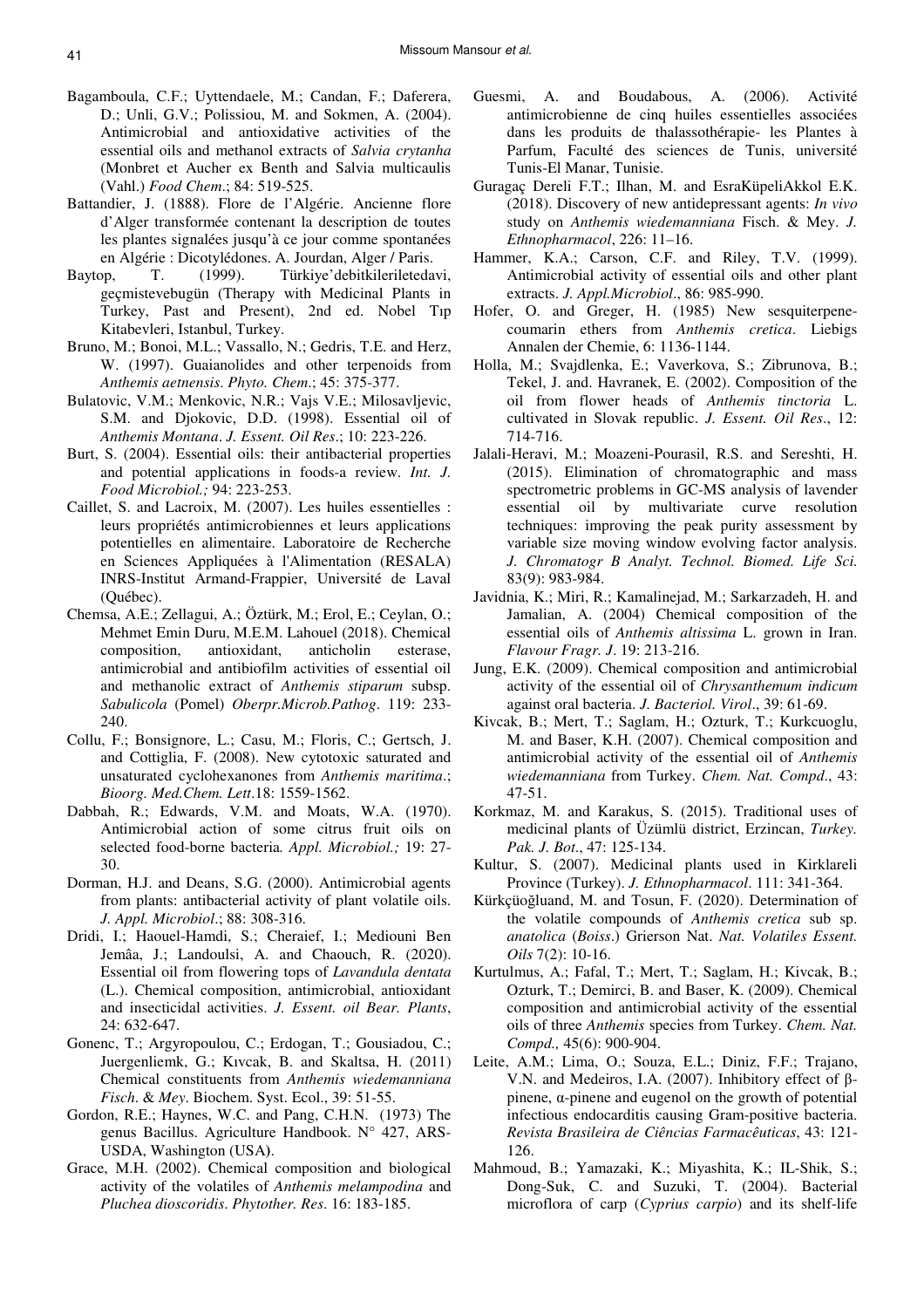Bagamboula, C.F.; Uyttendaele, M.; Candan, F.; Daferera, D.; Unli, G.V.; Polissiou, M. and Sokmen, A. (2004). Antimicrobial and antioxidative activities of the essential oils and methanol extracts of *Salvia crytanha* (Monbret et Aucher ex Benth and Salvia multicaulis (Vahl.) *Food Chem*.; 84: 519-525.

Battandier, J. (1888). Flore de l'Algérie. Ancienne flore d'Alger transformée contenant la description de toutes les plantes signalées jusqu'à ce jour comme spontanées en Algérie : Dicotylédones. A. Jourdan, Alger / Paris.

Baytop, T. (1999). Türkiye'debitkileriletedavi, geçmistevebugün (Therapy with Medicinal Plants in Turkey, Past and Present), 2nd ed. Nobel Tıp Kitabevleri, Istanbul, Turkey.

Bruno, M.; Bonoi, M.L.; Vassallo, N.; Gedris, T.E. and Herz, W. (1997). Guaianolides and other terpenoids from *Anthemis aetnensis*. *Phyto. Chem*.; 45: 375-377.

Bulatovic, V.M.; Menkovic, N.R.; Vajs V.E.; Milosavljevic, S.M. and Djokovic, D.D. (1998). Essential oil of *Anthemis Montana*. *J. Essent. Oil Res*.; 10: 223-226.

Burt, S. (2004). Essential oils: their antibacterial properties and potential applications in foods-a review. *Int. J. Food Microbiol.;* 94: 223-253.

Caillet, S. and Lacroix, M. (2007). Les huiles essentielles : leurs propriétés antimicrobiennes et leurs applications potentielles en alimentaire. Laboratoire de Recherche en Sciences Appliquées à l'Alimentation (RESALA) INRS-Institut Armand-Frappier, Université de Laval (Québec).

Chemsa, A.E.; Zellagui, A.; Öztürk, M.; Erol, E.; Ceylan, O.; Mehmet Emin Duru, M.E.M. Lahouel (2018). Chemical composition, antioxidant, anticholin esterase, antimicrobial and antibiofilm activities of essential oil and methanolic extract of *Anthemis stiparum* subsp. *Sabulicola* (Pomel) *Oberpr.Microb.Pathog*. 119: 233-240.

Collu, F.; Bonsignore, L.; Casu, M.; Floris, C.; Gertsch, J. and Cottiglia, F. (2008). New cytotoxic saturated and unsaturated cyclohexanones from *Anthemis maritima*.; *Bioorg. Med.Chem. Lett*.18: 1559-1562.

Dabbah, R.; Edwards, V.M. and Moats, W.A. (1970). Antimicrobial action of some citrus fruit oils on selected food-borne bacteria*. Appl. Microbiol.;* 19: 27-30.

Dorman, H.J. and Deans, S.G. (2000). Antimicrobial agents from plants: antibacterial activity of plant volatile oils. *J. Appl. Microbiol*.; 88: 308-316.

Dridi, I.; Haouel-Hamdi, S.; Cheraief, I.; Mediouni Ben Jemâa, J.; Landoulsi, A. and Chaouch, R. (2020). Essential oil from flowering tops of *Lavandula dentata* (L.). Chemical composition, antimicrobial, antioxidant and insecticidal activities. *J. Essent. oil Bear. Plants*, 24: 632-647.

Gonenc, T.; Argyropoulou, C.; Erdogan, T.; Gousiadou, C.; Juergenliemk, G.; Kıvcak, B. and Skaltsa, H. (2011) Chemical constituents from *Anthemis wiedemanniana Fisch*. & *Mey*. Biochem. Syst. Ecol., 39: 51-55.

Gordon, R.E.; Haynes, W.C. and Pang, C.H.N. (1973) The genus Bacillus. Agriculture Handbook. N° 427, ARS-USDA, Washington (USA).

Grace, M.H. (2002). Chemical composition and biological activity of the volatiles of *Anthemis melampodina* and *Pluchea dioscoridis*. *Phytother. Res*. 16: 183-185.

Guesmi, A. and Boudabous, A. (2006). Activité antimicrobienne de cinq huiles essentielles associées dans les produits de thalassothérapie- les Plantes à Parfum, Faculté des sciences de Tunis, université Tunis-El Manar, Tunisie.

Guragaç Dereli F.T.; Ilhan, M. and EsraKüpeliAkkol E.K. (2018). Discovery of new antidepressant agents: *In vivo* study on *Anthemis wiedemanniana* Fisch. & Mey. *J. Ethnopharmacol*, 226: 11–16.

Hammer, K.A.; Carson, C.F. and Riley, T.V. (1999). Antimicrobial activity of essential oils and other plant extracts. *J. Appl.Microbiol*., 86: 985-990.

Hofer, O. and Greger, H. (1985) New sesquiterpene-coumarin ethers from *Anthemis cretica*. Liebigs Annalen der Chemie, 6: 1136-1144.

Holla, M.; Svajdlenka, E.; Vaverkova, S.; Zibrunova, B.; Tekel, J. and. Havranek, E. (2002). Composition of the oil from flower heads of *Anthemis tinctoria* L. cultivated in Slovak republic. *J. Essent. Oil Res*., 12: 714-716.

Jalali-Heravi, M.; Moazeni-Pourasil, R.S. and Sereshti, H. (2015). Elimination of chromatographic and mass spectrometric problems in GC-MS analysis of lavender essential oil by multivariate curve resolution techniques: improving the peak purity assessment by variable size moving window evolving factor analysis. *J. Chromatogr B Analyt. Technol. Biomed. Life Sci.* 83(9): 983-984.

Javidnia, K.; Miri, R.; Kamalinejad, M.; Sarkarzadeh, H. and Jamalian, A. (2004) Chemical composition of the essential oils of *Anthemis altissima* L. grown in Iran. *Flavour Fragr. J*. 19: 213-216.

Jung, E.K. (2009). Chemical composition and antimicrobial activity of the essential oil of *Chrysanthemum indicum* against oral bacteria. *J. Bacteriol. Virol*., 39: 61-69.

Kivcak, B.; Mert, T.; Saglam, H.; Ozturk, T.; Kurkcuoglu, M. and Baser, K.H. (2007). Chemical composition and antimicrobial activity of the essential oil of *Anthemis wiedemanniana* from Turkey. *Chem. Nat. Compd*., 43: 47-51.

Korkmaz, M. and Karakus, S. (2015). Traditional uses of medicinal plants of Üzümlü district, Erzincan, *Turkey. Pak. J. Bot*., 47: 125-134.

Kultur, S. (2007). Medicinal plants used in Kirklareli Province (Turkey). *J. Ethnopharmacol*. 111: 341-364.

Kürkçüoğluand, M. and Tosun, F. (2020). Determination of the volatile compounds of *Anthemis cretica* sub sp. *anatolica* (*Boiss*.) Grierson Nat. *Nat. Volatiles Essent. Oils* 7(2): 10-16.

Kurtulmus, A.; Fafal, T.; Mert, T.; Saglam, H.; Kivcak, B.; Ozturk, T.; Demirci, B. and Baser, K. (2009). Chemical composition and antimicrobial activity of the essential oils of three *Anthemis* species from Turkey. *Chem. Nat. Compd.,* 45(6): 900-904.

Leite, A.M.; Lima, O.; Souza, E.L.; Diniz, F.F.; Trajano, V.N. and Medeiros, I.A. (2007). Inhibitory effect of β-pinene, α-pinene and eugenol on the growth of potential infectious endocarditis causing Gram-positive bacteria. *Revista Brasileira de Ciências Farmacêuticas*, 43: 121-126.

Mahmoud, B.; Yamazaki, K.; Miyashita, K.; IL-Shik, S.; Dong-Suk, C. and Suzuki, T. (2004). Bacterial microflora of carp (*Cyprius carpio*) and its shelf-life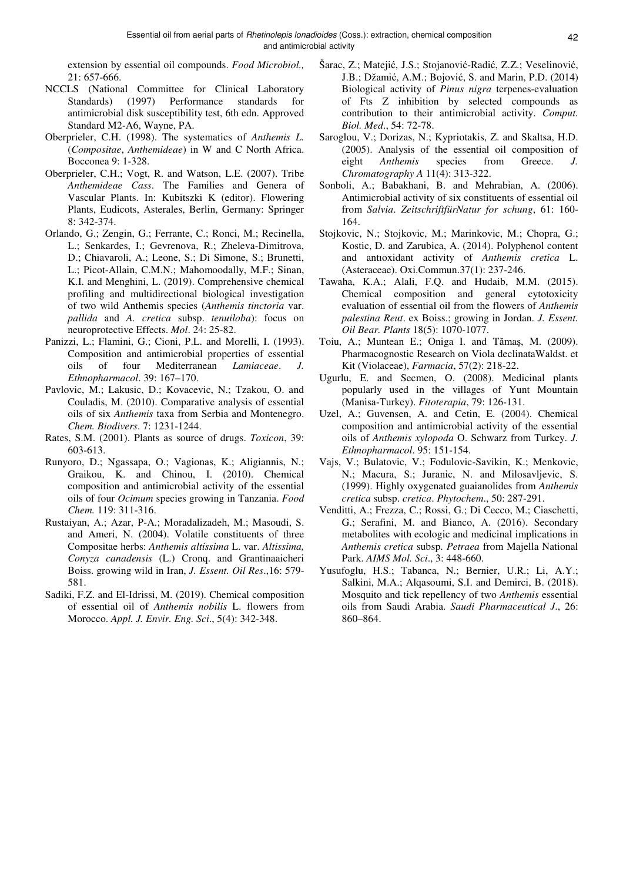extension by essential oil compounds. *Food Microbiol.,* 21: 657-666.

NCCLS (National Committee for Clinical Laboratory Standards) (1997) Performance standards for antimicrobial disk susceptibility test, 6th edn. Approved Standard M2-A6, Wayne, PA.

Oberprieler, C.H. (1998). The systematics of *Anthemis L.* (*Compositae*, *Anthemideae*) in W and C North Africa. Bocconea 9: 1-328.

Oberprieler, C.H.; Vogt, R. and Watson, L.E. (2007). Tribe *Anthemideae Cass*. The Families and Genera of Vascular Plants. In: Kubitszki K (editor). Flowering Plants, Eudicots, Asterales, Berlin, Germany: Springer 8: 342-374.

Orlando, G.; Zengin, G.; Ferrante, C.; Ronci, M.; Recinella, L.; Senkardes, I.; Gevrenova, R.; Zheleva-Dimitrova, D.; Chiavaroli, A.; Leone, S.; Di Simone, S.; Brunetti, L.; Picot-Allain, C.M.N.; Mahomoodally, M.F.; Sinan, K.I. and Menghini, L. (2019). Comprehensive chemical profiling and multidirectional biological investigation of two wild Anthemis species (*Anthemis tinctoria* var. *pallida* and *A. cretica* subsp. *tenuiloba*): focus on neuroprotective Effects. *Mol*. 24: 25-82.

Panizzi, L.; Flamini, G.; Cioni, P.L. and Morelli, I. (1993). Composition and antimicrobial properties of essential oils of four Mediterranean *Lamiaceae*. *J. Ethnopharmacol*. 39: 167–170.

Pavlovic, M.; Lakusic, D.; Kovacevic, N.; Tzakou, O. and Couladis, M. (2010). Comparative analysis of essential oils of six *Anthemis* taxa from Serbia and Montenegro. *Chem. Biodivers*. 7: 1231-1244.

Rates, S.M. (2001). Plants as source of drugs. *Toxicon*, 39: 603-613.

Runyoro, D.; Ngassapa, O.; Vagionas, K.; Aligiannis, N.; Graikou, K. and Chinou, I. (2010). Chemical composition and antimicrobial activity of the essential oils of four *Ocimum* species growing in Tanzania. *Food Chem.* 119: 311-316.

Rustaiyan, A.; Azar, P-A.; Moradalizadeh, M.; Masoudi, S. and Ameri, N. (2004). Volatile constituents of three Compositae herbs: *Anthemis altissima* L. var. *Altissima, Conyza canadensis* (L.) Cronq. and Grantinaaicheri Boiss. growing wild in Iran, *J. Essent. Oil Res*.,16: 579-581.

Sadiki, F.Z. and El-Idrissi, M. (2019). Chemical composition of essential oil of *Anthemis nobilis* L. flowers from Morocco. *Appl. J. Envir. Eng. Sci*., 5(4): 342-348.

Šarac, Z.; Matejić, J.S.; Stojanović-Radić, Z.Z.; Veselinović, J.B.; Džamić, A.M.; Bojović, S. and Marin, P.D. (2014) Biological activity of *Pinus nigra* terpenes-evaluation of Fts Z inhibition by selected compounds as contribution to their antimicrobial activity. *Comput. Biol. Med*., 54: 72-78.

Saroglou, V.; Dorizas, N.; Kypriotakis, Z. and Skaltsa, H.D. (2005). Analysis of the essential oil composition of eight *Anthemis* species from Greece. *J. Chromatography A* 11(4): 313-322.

Sonboli, A.; Babakhani, B. and Mehrabian, A. (2006). Antimicrobial activity of six constituents of essential oil from *Salvia*. *ZeitschriftfürNatur for schung*, 61: 160-164.

Stojkovic, N.; Stojkovic, M.; Marinkovic, M.; Chopra, G.; Kostic, D. and Zarubica, A. (2014). Polyphenol content and antıoxidant activity of *Anthemis cretica* L. (Asteraceae). Oxi.Commun.37(1): 237-246.

Tawaha, K.A.; Alali, F.Q. and Hudaib, M.M. (2015). Chemical composition and general cytotoxicity evaluation of essential oil from the flowers of *Anthemis palestina Reut*. ex Boiss.; growing in Jordan. *J. Essent. Oil Bear. Plants* 18(5): 1070-1077.

Toiu, A.; Muntean E.; Oniga I. and Tămaş, M. (2009). Pharmacognostic Research on Viola declinataWaldst. et Kit (Violaceae), *Farmacia*, 57(2): 218-22.

Ugurlu, E. and Secmen, O. (2008). Medicinal plants popularly used in the villages of Yunt Mountain (Manisa-Turkey). *Fitoterapia*, 79: 126-131.

Uzel, A.; Guvensen, A. and Cetin, E. (2004). Chemical composition and antimicrobial activity of the essential oils of *Anthemis xylopoda* O. Schwarz from Turkey. *J. Ethnopharmacol*. 95: 151-154.

Vajs, V.; Bulatovic, V.; Fodulovic-Savikin, K.; Menkovic, N.; Macura, S.; Juranic, N. and Milosavljevic, S. (1999). Highly oxygenated guaianolides from *Anthemis cretica* subsp. *cretica*. *Phytochem*., 50: 287-291.

Venditti, A.; Frezza, C.; Rossi, G.; Di Cecco, M.; Ciaschetti, G.; Serafini, M. and Bianco, A. (2016). Secondary metabolites with ecologic and medicinal implications in *Anthemis cretica* subsp. *Petraea* from Majella National Park. *AIMS Mol. Sci*., 3: 448-660.

Yusufoglu, H.S.; Tabanca, N.; Bernier, U.R.; Li, A.Y.; Salkini, M.A.; Alqasoumi, S.I. and Demirci, B. (2018). Mosquito and tick repellency of two *Anthemis* essential oils from Saudi Arabia. *Saudi Pharmaceutical J*., 26: 860–864.